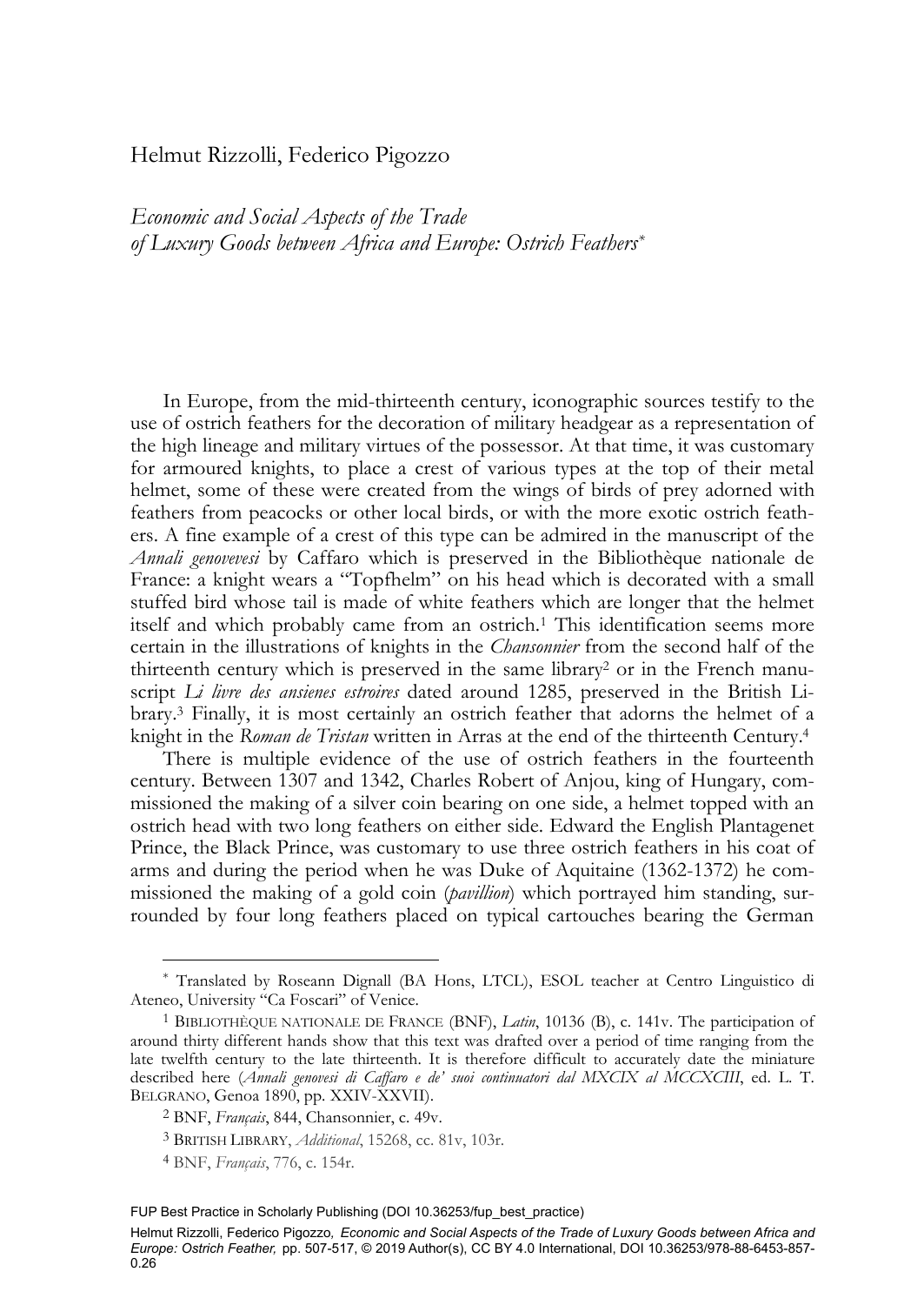Helmut Rizzolli, Federico Pigozzo

# *Economic and Social Aspects of the Trade of Luxury Goods between Africa and Europe: Ostrich Feathers*[*]

In Europe, from the mid-thirteenth century, iconographic sources testify to the use of ostrich feathers for the decoration of military headgear as a representation of the high lineage and military virtues of the possessor. At that time, it was customary for armoured knights, to place a crest of various types at the top of their metal helmet, some of these were created from the wings of birds of prey adorned with feathers from peacocks or other local birds, or with the more exotic ostrich feathers. A fine example of a crest of this type can be admired in the manuscript of the *Annali genovevesi* by Caffaro which is preserved in the Bibliothèque nationale de France: a knight wears a "Topfhelm" on his head which is decorated with a small stuffed bird whose tail is made of white feathers which are longer that the helmet itself and which probably came from an ostrich.[1] This identification seems more certain in the illustrations of knights in the *Chansonnier* from the second half of the thirteenth century which is preserved in the same library[2] or in the French manuscript *Li livre des ansienes estroires* dated around 1285, preserved in the British Library.[3] Finally, it is most certainly an ostrich feather that adorns the helmet of a knight in the *Roman de Tristan* written in Arras at the end of the thirteenth Century.[4]

There is multiple evidence of the use of ostrich feathers in the fourteenth century. Between 1307 and 1342, Charles Robert of Anjou, king of Hungary, commissioned the making of a silver coin bearing on one side, a helmet topped with an ostrich head with two long feathers on either side. Edward the English Plantagenet Prince, the Black Prince, was customary to use three ostrich feathers in his coat of arms and during the period when he was Duke of Aquitaine (1362-1372) he commissioned the making of a gold coin (*pavillion*) which portrayed him standing, surrounded by four long feathers placed on typical cartouches bearing the German

---

[*] Translated by Roseann Dignall (BA Hons, LTCL), ESOL teacher at Centro Linguistico di Ateneo, University "Ca Foscari" of Venice.

[1] Bibliothèque nationale de France (BNF), *Latin*, 10136 (B), c. 141v. The participation of around thirty different hands show that this text was drafted over a period of time ranging from the late twelfth century to the late thirteenth. It is therefore difficult to accurately date the miniature described here (*Annali genovesi di Caffaro e de' suoi continuatori dal MXCIX al MCCXCIII*, ed. L. T. Belgrano, Genoa 1890, pp. XXIV-XXVII).

[2] BNF, *Français*, 844, Chansonnier, c. 49v.

[3] British Library, *Additional*, 15268, cc. 81v, 103r.

[4] BNF, *Français*, 776, c. 154r.

FUP Best Practice in Scholarly Publishing (DOI 10.36253/fup_best_practice)

Helmut Rizzolli, Federico Pigozzo, *Economic and Social Aspects of the Trade of Luxury Goods between Africa and Europe: Ostrich Feather,* pp. 507-517, © 2019 Author(s), CC BY 4.0 International, DOI 10.36253/978-88-6453-857-0.26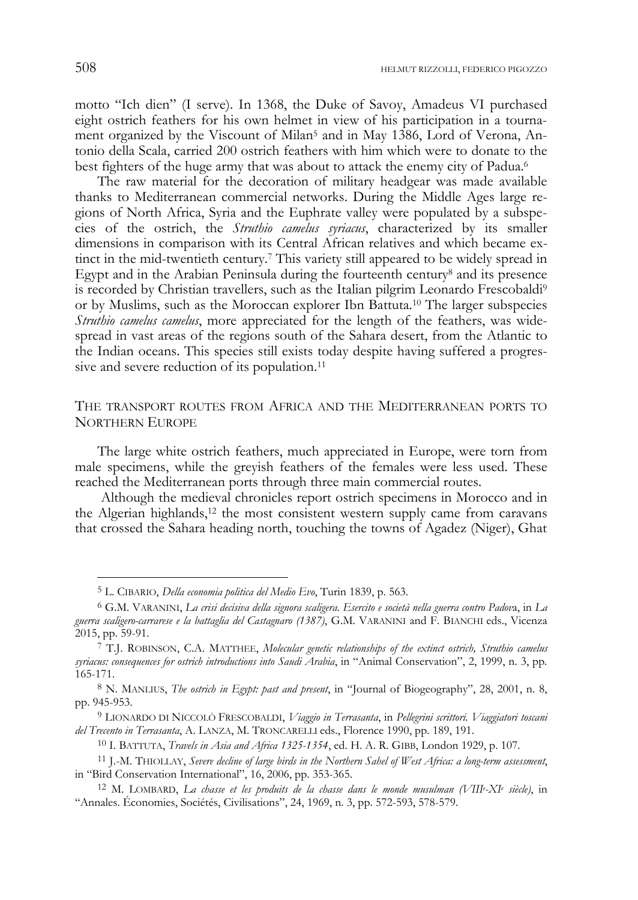motto "Ich dien" (I serve). In 1368, the Duke of Savoy, Amadeus VI purchased eight ostrich feathers for his own helmet in view of his participation in a tournament organized by the Viscount of Milan[5] and in May 1386, Lord of Verona, Antonio della Scala, carried 200 ostrich feathers with him which were to donate to the best fighters of the huge army that was about to attack the enemy city of Padua.[6]

The raw material for the decoration of military headgear was made available thanks to Mediterranean commercial networks. During the Middle Ages large regions of North Africa, Syria and the Euphrate valley were populated by a subspecies of the ostrich, the *Struthio camelus syriacus*, characterized by its smaller dimensions in comparison with its Central African relatives and which became extinct in the mid-twentieth century.[7] This variety still appeared to be widely spread in Egypt and in the Arabian Peninsula during the fourteenth century[8] and its presence is recorded by Christian travellers, such as the Italian pilgrim Leonardo Frescobaldi[9] or by Muslims, such as the Moroccan explorer Ibn Battuta.[10] The larger subspecies *Struthio camelus camelus*, more appreciated for the length of the feathers, was widespread in vast areas of the regions south of the Sahara desert, from the Atlantic to the Indian oceans. This species still exists today despite having suffered a progressive and severe reduction of its population.[11]

## The transport routes from Africa and the Mediterranean ports to Northern Europe

The large white ostrich feathers, much appreciated in Europe, were torn from male specimens, while the greyish feathers of the females were less used. These reached the Mediterranean ports through three main commercial routes.

Although the medieval chronicles report ostrich specimens in Morocco and in the Algerian highlands,[12] the most consistent western supply came from caravans that crossed the Sahara heading north, touching the towns of Agadez (Niger), Ghat

---

[5] L. Cibario, *Della economia politica del Medio Evo*, Turin 1839, p. 563.

[6] G.M. Varanini, *La crisi decisiva della signora scaligera. Esercito e società nella guerra contro Padova*, in *La guerra scaligero-carrarese e la battaglia del Castagnaro (1387)*, G.M. Varanini and F. Bianchi eds., Vicenza 2015, pp. 59-91.

[7] T.J. Robinson, C.A. Matthee, *Molecular genetic relationships of the extinct ostrich, Struthio camelus syriacus: consequences for ostrich introductions into Saudi Arabia*, in "Animal Conservation", 2, 1999, n. 3, pp. 165-171.

[8] N. Manlius, *The ostrich in Egypt: past and present*, in "Journal of Biogeography", 28, 2001, n. 8, pp. 945-953.

[9] Lionardo di Niccolò Frescobaldi, *Viaggio in Terrasanta*, in *Pellegrini scrittori. Viaggiatori toscani del Trecento in Terrasanta*, A. Lanza, M. Troncarelli eds., Florence 1990, pp. 189, 191.

[10] I. Battuta, *Travels in Asia and Africa 1325-1354*, ed. H. A. R. Gibb, London 1929, p. 107.

[11] J.-M. Thiollay, *Severe decline of large birds in the Northern Sahel of West Africa: a long-term assessment*, in "Bird Conservation International", 16, 2006, pp. 353-365.

[12] M. Lombard, *La chasse et les produits de la chasse dans le monde musulman (VIIIe-XIe siècle)*, in "Annales. Économies, Sociétés, Civilisations", 24, 1969, n. 3, pp. 572-593, 578-579.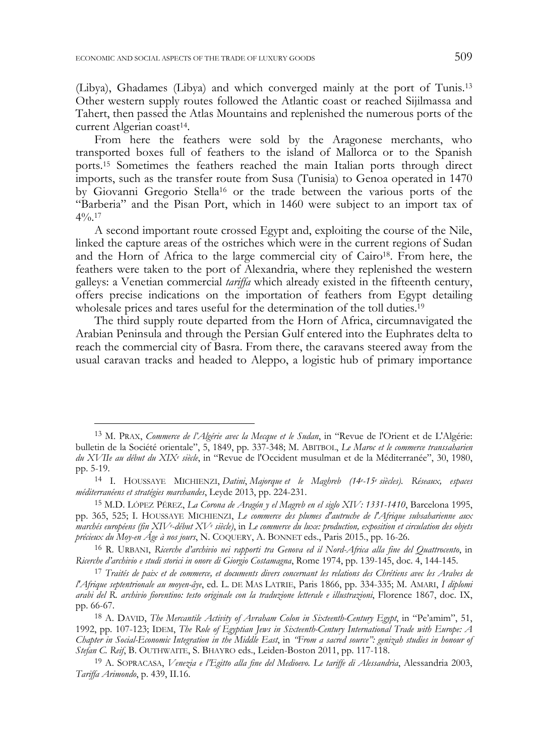(Libya), Ghadames (Libya) and which converged mainly at the port of Tunis.[13] Other western supply routes followed the Atlantic coast or reached Sijilmassa and Tahert, then passed the Atlas Mountains and replenished the numerous ports of the current Algerian coast[14].

From here the feathers were sold by the Aragonese merchants, who transported boxes full of feathers to the island of Mallorca or to the Spanish ports.[15] Sometimes the feathers reached the main Italian ports through direct imports, such as the transfer route from Susa (Tunisia) to Genoa operated in 1470 by Giovanni Gregorio Stella[16] or the trade between the various ports of the "Barberia" and the Pisan Port, which in 1460 were subject to an import tax of 4%.[17]

A second important route crossed Egypt and, exploiting the course of the Nile, linked the capture areas of the ostriches which were in the current regions of Sudan and the Horn of Africa to the large commercial city of Cairo[18]. From here, the feathers were taken to the port of Alexandria, where they replenished the western galleys: a Venetian commercial *tariffa* which already existed in the fifteenth century, offers precise indications on the importation of feathers from Egypt detailing wholesale prices and tares useful for the determination of the toll duties.[19]

The third supply route departed from the Horn of Africa, circumnavigated the Arabian Peninsula and through the Persian Gulf entered into the Euphrates delta to reach the commercial city of Basra. From there, the caravans steered away from the usual caravan tracks and headed to Aleppo, a logistic hub of primary importance

---

[13] M. PRAX, *Commerce de l'Algérie avec la Mecque et le Sudan*, in "Revue de l'Orient et de L'Algérie: bulletin de la Société orientale", 5, 1849, pp. 337-348; M. ABITBOL, *Le Maroc et le commerce transsaharien du XVIIe au début du XIXe siècle*, in "Revue de l'Occident musulman et de la Méditerranée", 30, 1980, pp. 5-19.

[14] I. HOUSSAYE MICHIENZI, *Datini, Majorque et le Maghreb (14e-15e siècles). Réseaux, espaces méditerranéens et stratégies marchandes*, Leyde 2013, pp. 224-231.

[15] M.D. LÓPEZ PÉREZ, *La Corona de Aragón y el Magreb en el siglo XIV: 1331-1410*, Barcelona 1995, pp. 365, 525; I. HOUSSAYE MICHIENZI, *Le commerce des plumes d'autruche de l'Afrique subsaharienne aux marchés européens (fin XIVe-début XVe siècle)*, in *Le commerce du luxe: production, exposition et circulation des objets précieux du Moy-en Âge à nos jours*, N. COQUERY, A. BONNET eds., Paris 2015., pp. 16-26.

[16] R. URBANI, *Ricerche d'archivio nei rapporti tra Genova ed il Nord-Africa alla fine del Quattrocento*, in *Ricerche d'archivio e studi storici in onore di Giorgio Costamagna*, Rome 1974, pp. 139-145, doc. 4, 144-145.

[17] *Traités de paix et de commerce, et documents divers concernant les relations des Chrétiens avec les Arabes de l'Afrique septentrionale au moyen-âye*, ed. L. DE MAS LATRIE, Paris 1866, pp. 334-335; M. AMARI, *I diplomi arabi del R. archivio fiorentino: testo originale con la traduzione letterale e illustrazioni*, Florence 1867, doc. IX, pp. 66-67.

[18] A. DAVID, *The Mercantile Activity of Avraham Colon in Sixteenth-Century Egypt*, in "Pe'amim", 51, 1992, pp. 107-123; IDEM, *The Role of Egyptian Jews in Sixteenth-Century International Trade with Europe: A Chapter in Social-Economic Integration in the Middle East*, in *"From a sacred source": genizah studies in honour of Stefan C. Reif*, B. OUTHWAITE, S. BHAYRO eds., Leiden-Boston 2011, pp. 117-118.

[19] A. SOPRACASA, *Venezia e l'Egitto alla fine del Medioevo. Le tariffe di Alessandria*, Alessandria 2003, *Tariffa Arimondo*, p. 439, II.16.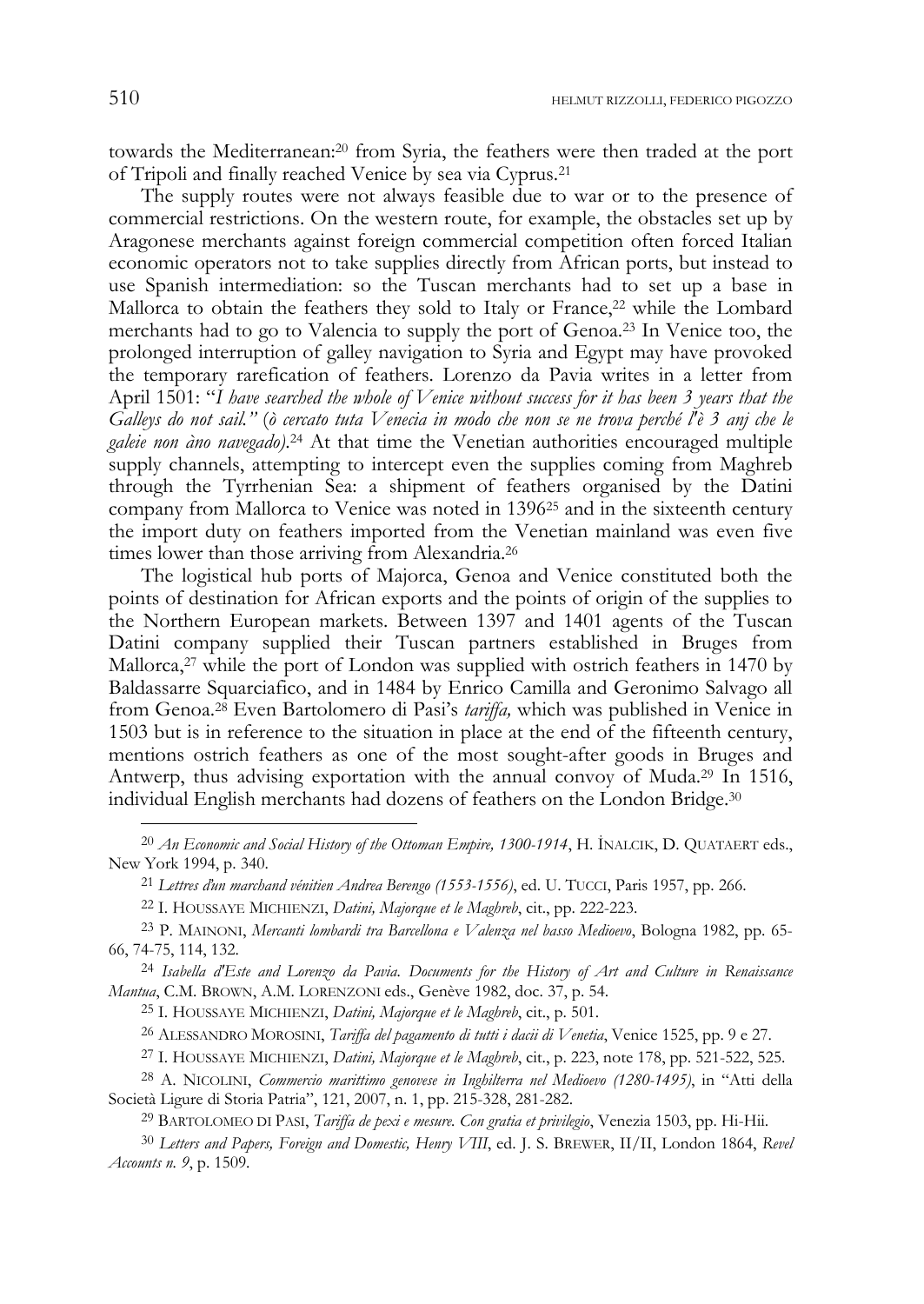towards the Mediterranean:[20] from Syria, the feathers were then traded at the port of Tripoli and finally reached Venice by sea via Cyprus.[21]

The supply routes were not always feasible due to war or to the presence of commercial restrictions. On the western route, for example, the obstacles set up by Aragonese merchants against foreign commercial competition often forced Italian economic operators not to take supplies directly from African ports, but instead to use Spanish intermediation: so the Tuscan merchants had to set up a base in Mallorca to obtain the feathers they sold to Italy or France,[22] while the Lombard merchants had to go to Valencia to supply the port of Genoa.[23] In Venice too, the prolonged interruption of galley navigation to Syria and Egypt may have provoked the temporary rarefication of feathers. Lorenzo da Pavia writes in a letter from April 1501: "*I have searched the whole of Venice without success for it has been 3 years that the Galleys do not sail.*" (*ò cercato tuta Venecia in modo che non se ne trova perché l'è 3 anj che le galeie non àno navegado)*.[24] At that time the Venetian authorities encouraged multiple supply channels, attempting to intercept even the supplies coming from Maghreb through the Tyrrhenian Sea: a shipment of feathers organised by the Datini company from Mallorca to Venice was noted in 1396[25] and in the sixteenth century the import duty on feathers imported from the Venetian mainland was even five times lower than those arriving from Alexandria.[26]

The logistical hub ports of Majorca, Genoa and Venice constituted both the points of destination for African exports and the points of origin of the supplies to the Northern European markets. Between 1397 and 1401 agents of the Tuscan Datini company supplied their Tuscan partners established in Bruges from Mallorca,[27] while the port of London was supplied with ostrich feathers in 1470 by Baldassarre Squarciafico, and in 1484 by Enrico Camilla and Geronimo Salvago all from Genoa.[28] Even Bartolomero di Pasi's *tariffa,* which was published in Venice in 1503 but is in reference to the situation in place at the end of the fifteenth century, mentions ostrich feathers as one of the most sought-after goods in Bruges and Antwerp, thus advising exportation with the annual convoy of Muda.[29] In 1516, individual English merchants had dozens of feathers on the London Bridge.[30]

---

[20] *An Economic and Social History of the Ottoman Empire, 1300-1914*, H. İNALCIK, D. QUATAERT eds., New York 1994, p. 340.

[21] *Lettres d'un marchand vénitien Andrea Berengo (1553-1556)*, ed. U. TUCCI, Paris 1957, pp. 266.

[22] I. HOUSSAYE MICHIENZI, *Datini, Majorque et le Maghreb*, cit., pp. 222-223.

[23] P. MAINONI, *Mercanti lombardi tra Barcellona e Valenza nel basso Medioevo*, Bologna 1982, pp. 65-66, 74-75, 114, 132.

[24] *Isabella d'Este and Lorenzo da Pavia. Documents for the History of Art and Culture in Renaissance Mantua*, C.M. BROWN, A.M. LORENZONI eds., Genève 1982, doc. 37, p. 54.

[25] I. HOUSSAYE MICHIENZI, *Datini, Majorque et le Maghreb*, cit., p. 501.

[26] ALESSANDRO MOROSINI, *Tariffa del pagamento di tutti i dacii di Venetia*, Venice 1525, pp. 9 e 27.

[27] I. HOUSSAYE MICHIENZI, *Datini, Majorque et le Maghreb*, cit., p. 223, note 178, pp. 521-522, 525.

[28] A. NICOLINI, *Commercio marittimo genovese in Inghilterra nel Medioevo (1280-1495)*, in "Atti della Società Ligure di Storia Patria", 121, 2007, n. 1, pp. 215-328, 281-282.

[29] BARTOLOMEO DI PASI, *Tariffa de pexi e mesure. Con gratia et privilegio*, Venezia 1503, pp. Hi-Hii.

[30] *Letters and Papers, Foreign and Domestic, Henry VIII*, ed. J. S. BREWER, II/II, London 1864, *Revel Accounts n. 9*, p. 1509.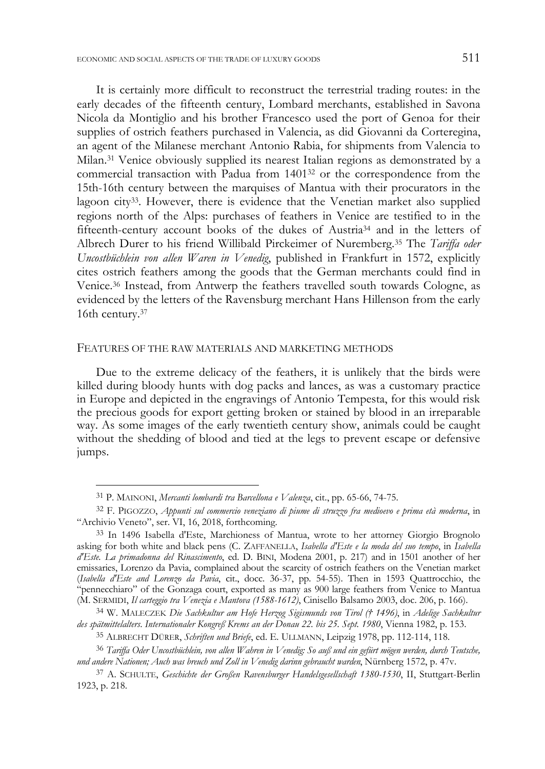It is certainly more difficult to reconstruct the terrestrial trading routes: in the early decades of the fifteenth century, Lombard merchants, established in Savona Nicola da Montiglio and his brother Francesco used the port of Genoa for their supplies of ostrich feathers purchased in Valencia, as did Giovanni da Corteregina, an agent of the Milanese merchant Antonio Rabia, for shipments from Valencia to Milan.[31] Venice obviously supplied its nearest Italian regions as demonstrated by a commercial transaction with Padua from 1401[32] or the correspondence from the 15th-16th century between the marquises of Mantua with their procurators in the lagoon city[33]. However, there is evidence that the Venetian market also supplied regions north of the Alps: purchases of feathers in Venice are testified to in the fifteenth-century account books of the dukes of Austria[34] and in the letters of Albrech Durer to his friend Willibald Pirckeimer of Nuremberg.[35] The *Tariffa oder Uncostbüchlein von allen Waren in Venedig*, published in Frankfurt in 1572, explicitly cites ostrich feathers among the goods that the German merchants could find in Venice.[36] Instead, from Antwerp the feathers travelled south towards Cologne, as evidenced by the letters of the Ravensburg merchant Hans Hillenson from the early 16th century.[37]

## FEATURES OF THE RAW MATERIALS AND MARKETING METHODS

Due to the extreme delicacy of the feathers, it is unlikely that the birds were killed during bloody hunts with dog packs and lances, as was a customary practice in Europe and depicted in the engravings of Antonio Tempesta, for this would risk the precious goods for export getting broken or stained by blood in an irreparable way. As some images of the early twentieth century show, animals could be caught without the shedding of blood and tied at the legs to prevent escape or defensive jumps.

---

[31] P. MAINONI, *Mercanti lombardi tra Barcellona e Valenza*, cit., pp. 65-66, 74-75.

[32] F. PIGOZZO, *Appunti sul commercio veneziano di piume di struzzo fra medioevo e prima età moderna*, in "Archivio Veneto", ser. VI, 16, 2018, forthcoming.

[33] In 1496 Isabella d'Este, Marchioness of Mantua, wrote to her attorney Giorgio Brognolo asking for both white and black pens (C. ZAFFANELLA, *Isabella d'Este e la moda del suo tempo*, in *Isabella d'Este. La primadonna del Rinascimento*, ed. D. BINI, Modena 2001, p. 217) and in 1501 another of her emissaries, Lorenzo da Pavia, complained about the scarcity of ostrich feathers on the Venetian market (*Isabella d'Este and Lorenzo da Pavia*, cit., docc. 36-37, pp. 54-55). Then in 1593 Quattrocchio, the "pennecchiaro" of the Gonzaga court, exported as many as 900 large feathers from Venice to Mantua (M. SERMIDI, *Il carteggio tra Venezia e Mantova (1588-1612)*, Cinisello Balsamo 2003, doc. 206, p. 166).

[34] W. MALECZEK *Die Sachkultur am Hofe Herzog Sigismunds von Tirol († 1496)*, in *Adelige Sachkultur des spätmittelalters. Internationaler Kongreß Krems an der Donau 22. bis 25. Sept. 1980*, Vienna 1982, p. 153.

[35] ALBRECHT DÜRER, *Schriften und Briefe*, ed. E. ULLMANN, Leipzig 1978, pp. 112-114, 118.

[36] *Tariffa Oder Uncostbüchlein, von allen Wahren in Venedig: So auß und ein gefürt mögen werden, durch Teutsche, und andere Nationen; Auch was breuch und Zoll in Venedig darinn gebraucht warden*, Nürnberg 1572, p. 47v.

[37] A. SCHULTE, *Geschichte der Großen Ravensburger Handelsgesellschaft 1380-1530*, II, Stuttgart-Berlin 1923, p. 218.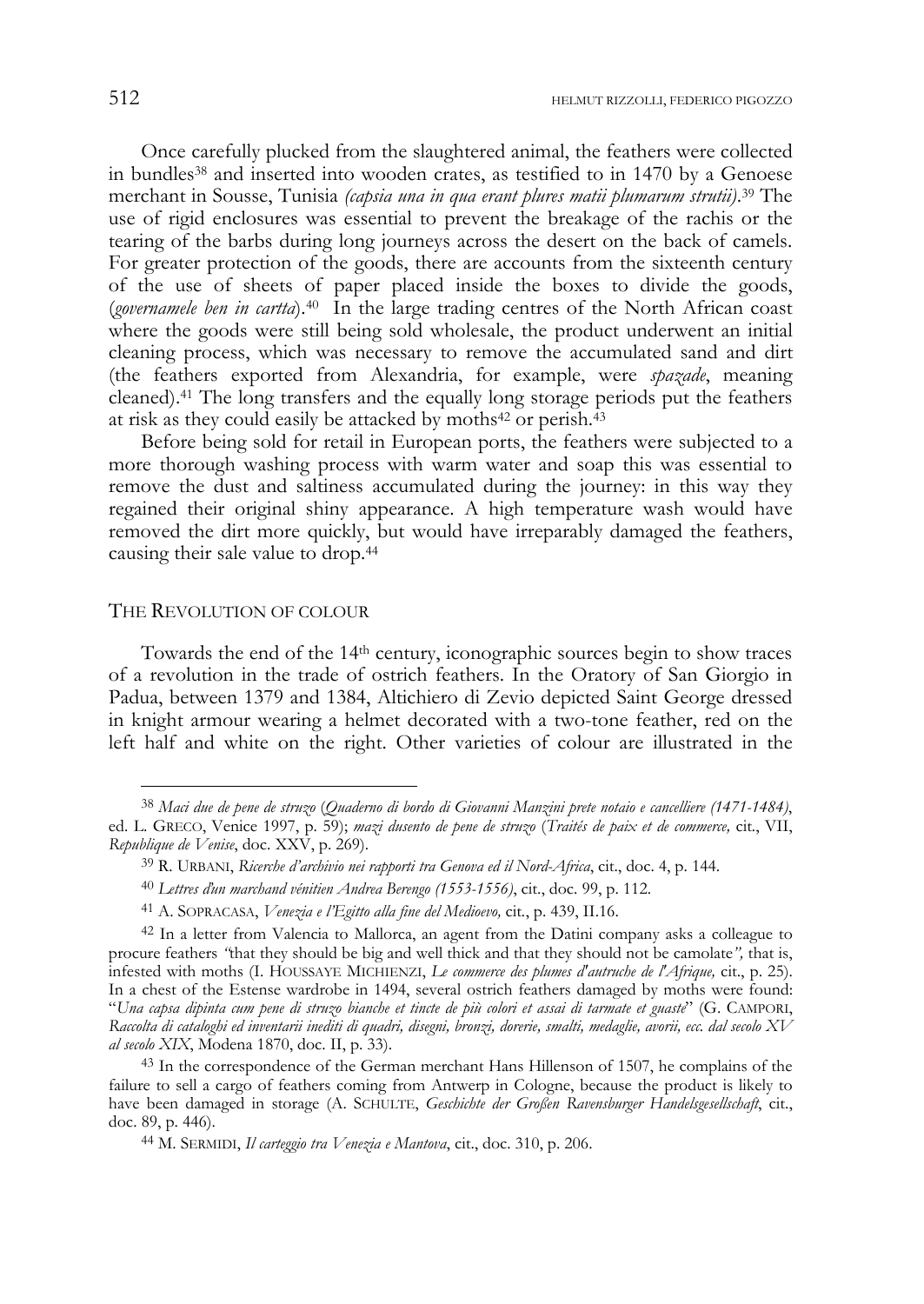Once carefully plucked from the slaughtered animal, the feathers were collected in bundles[38] and inserted into wooden crates, as testified to in 1470 by a Genoese merchant in Sousse, Tunisia *(capsia una in qua erant plures matii plumarum strutii)*.[39] The use of rigid enclosures was essential to prevent the breakage of the rachis or the tearing of the barbs during long journeys across the desert on the back of camels. For greater protection of the goods, there are accounts from the sixteenth century of the use of sheets of paper placed inside the boxes to divide the goods, (*governamele ben in cartta*).[40] In the large trading centres of the North African coast where the goods were still being sold wholesale, the product underwent an initial cleaning process, which was necessary to remove the accumulated sand and dirt (the feathers exported from Alexandria, for example, were *spazade*, meaning cleaned).[41] The long transfers and the equally long storage periods put the feathers at risk as they could easily be attacked by moths[42] or perish.[43]

Before being sold for retail in European ports, the feathers were subjected to a more thorough washing process with warm water and soap this was essential to remove the dust and saltiness accumulated during the journey: in this way they regained their original shiny appearance. A high temperature wash would have removed the dirt more quickly, but would have irreparably damaged the feathers, causing their sale value to drop.[44]

## THE REVOLUTION OF COLOUR

Towards the end of the 14th century, iconographic sources begin to show traces of a revolution in the trade of ostrich feathers. In the Oratory of San Giorgio in Padua, between 1379 and 1384, Altichiero di Zevio depicted Saint George dressed in knight armour wearing a helmet decorated with a two-tone feather, red on the left half and white on the right. Other varieties of colour are illustrated in the

---

[38] *Maci due de pene de struzo* (*Quaderno di bordo di Giovanni Manzini prete notaio e cancelliere (1471-1484)*, ed. L. GRECO, Venice 1997, p. 59); *mazi dusento de pene de struzo* (*Traités de paix et de commerce,* cit., VII, *Republique de Venise*, doc. XXV, p. 269).

[39] R. URBANI, *Ricerche d'archivio nei rapporti tra Genova ed il Nord-Africa*, cit., doc. 4, p. 144.

[40] *Lettres d'un marchand vénitien Andrea Berengo (1553-1556)*, cit., doc. 99, p. 112.

[41] A. SOPRACASA, *Venezia e l'Egitto alla fine del Medioevo,* cit., p. 439, II.16.

[42] In a letter from Valencia to Mallorca, an agent from the Datini company asks a colleague to procure feathers *"*that they should be big and well thick and that they should not be camolate*",* that is, infested with moths (I. HOUSSAYE MICHIENZI, *Le commerce des plumes d'autruche de l'Afrique,* cit., p. 25). In a chest of the Estense wardrobe in 1494, several ostrich feathers damaged by moths were found: "*Una capsa dipinta cum pene di struzo bianche et tincte de più colori et assai di tarmate et guaste*" (G. CAMPORI, *Raccolta di cataloghi ed inventarii inediti di quadri, disegni, bronzi, dorerie, smalti, medaglie, avorii, ecc. dal secolo XV al secolo XIX*, Modena 1870, doc. II, p. 33).

[43] In the correspondence of the German merchant Hans Hillenson of 1507, he complains of the failure to sell a cargo of feathers coming from Antwerp in Cologne, because the product is likely to have been damaged in storage (A. SCHULTE, *Geschichte der Großen Ravensburger Handelsgesellschaft*, cit., doc. 89, p. 446).

[44] M. SERMIDI, *Il carteggio tra Venezia e Mantova*, cit., doc. 310, p. 206.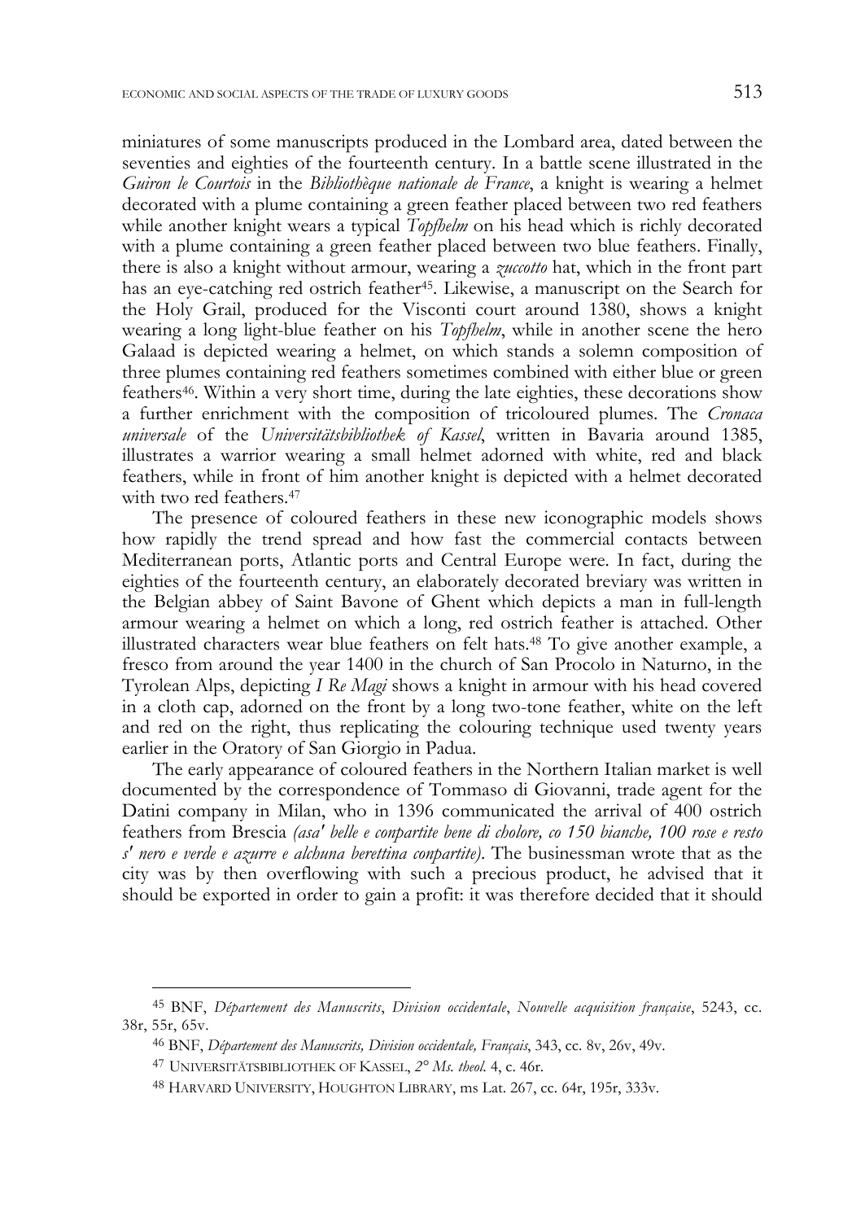miniatures of some manuscripts produced in the Lombard area, dated between the seventies and eighties of the fourteenth century. In a battle scene illustrated in the *Guiron le Courtois* in the *Bibliothèque nationale de France*, a knight is wearing a helmet decorated with a plume containing a green feather placed between two red feathers while another knight wears a typical *Topfhelm* on his head which is richly decorated with a plume containing a green feather placed between two blue feathers. Finally, there is also a knight without armour, wearing a *zuccotto* hat, which in the front part has an eye-catching red ostrich feather[45]. Likewise, a manuscript on the Search for the Holy Grail, produced for the Visconti court around 1380, shows a knight wearing a long light-blue feather on his *Topfhelm*, while in another scene the hero Galaad is depicted wearing a helmet, on which stands a solemn composition of three plumes containing red feathers sometimes combined with either blue or green feathers[46]. Within a very short time, during the late eighties, these decorations show a further enrichment with the composition of tricoloured plumes. The *Cronaca universale* of the *Universitätsbibliothek of Kassel*, written in Bavaria around 1385, illustrates a warrior wearing a small helmet adorned with white, red and black feathers, while in front of him another knight is depicted with a helmet decorated with two red feathers.[47]

The presence of coloured feathers in these new iconographic models shows how rapidly the trend spread and how fast the commercial contacts between Mediterranean ports, Atlantic ports and Central Europe were. In fact, during the eighties of the fourteenth century, an elaborately decorated breviary was written in the Belgian abbey of Saint Bavone of Ghent which depicts a man in full-length armour wearing a helmet on which a long, red ostrich feather is attached. Other illustrated characters wear blue feathers on felt hats.[48] To give another example, a fresco from around the year 1400 in the church of San Procolo in Naturno, in the Tyrolean Alps, depicting *I Re Magi* shows a knight in armour with his head covered in a cloth cap, adorned on the front by a long two-tone feather, white on the left and red on the right, thus replicating the colouring technique used twenty years earlier in the Oratory of San Giorgio in Padua.

The early appearance of coloured feathers in the Northern Italian market is well documented by the correspondence of Tommaso di Giovanni, trade agent for the Datini company in Milan, who in 1396 communicated the arrival of 400 ostrich feathers from Brescia *(asa' belle e conpartite bene di cholore, co 150 bianche, 100 rose e resto s' nero e verde e azurre e alchuna berettina conpartite)*. The businessman wrote that as the city was by then overflowing with such a precious product, he advised that it should be exported in order to gain a profit: it was therefore decided that it should

---

45 BNF, *Département des Manuscrits*, *Division occidentale*, *Nouvelle acquisition française*, 5243, cc. 38r, 55r, 65v.

46 BNF, *Département des Manuscrits, Division occidentale, Français*, 343, cc. 8v, 26v, 49v.

47 UNIVERSITÄTSBIBLIOTHEK OF KASSEL, *2° Ms. theol.* 4, c. 46r.

48 HARVARD UNIVERSITY, HOUGHTON LIBRARY, ms Lat. 267, cc. 64r, 195r, 333v.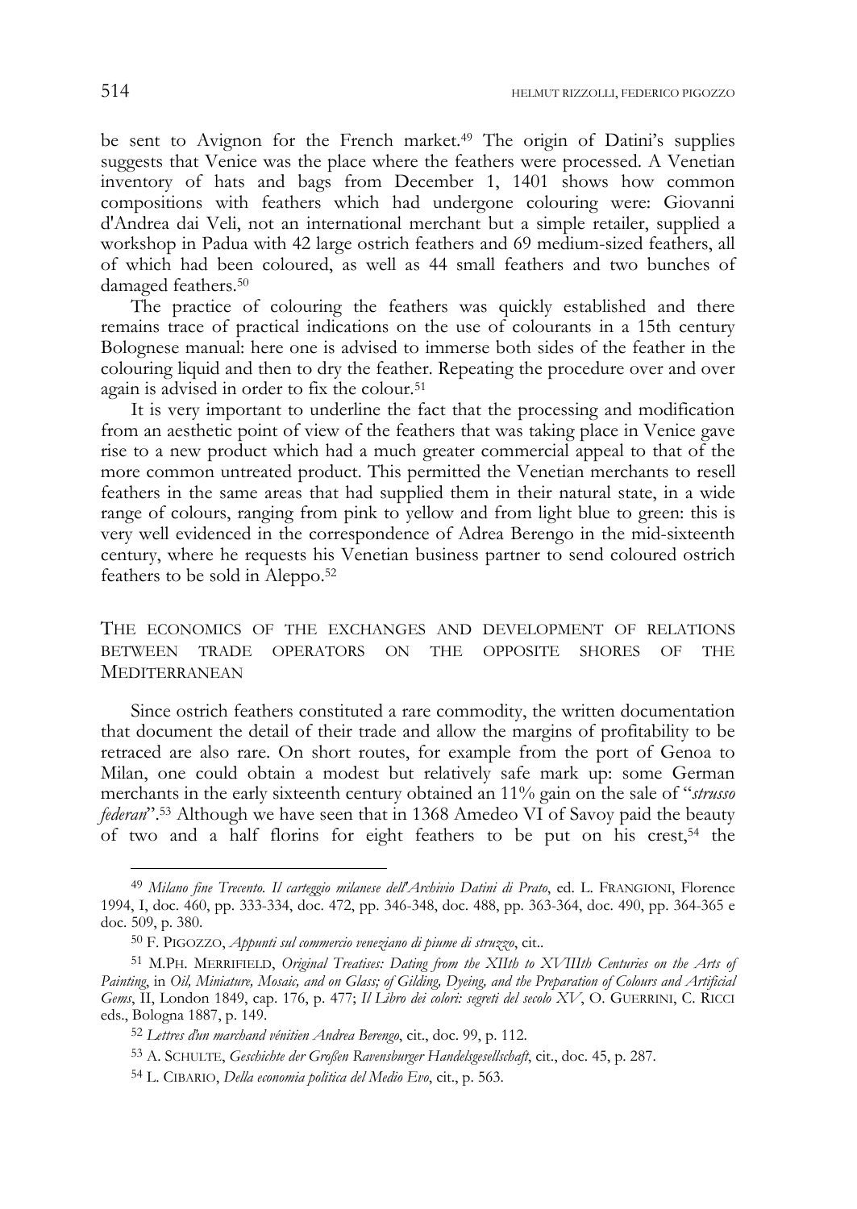be sent to Avignon for the French market.[49] The origin of Datini's supplies suggests that Venice was the place where the feathers were processed. A Venetian inventory of hats and bags from December 1, 1401 shows how common compositions with feathers which had undergone colouring were: Giovanni d'Andrea dai Veli, not an international merchant but a simple retailer, supplied a workshop in Padua with 42 large ostrich feathers and 69 medium-sized feathers, all of which had been coloured, as well as 44 small feathers and two bunches of damaged feathers.[50]

The practice of colouring the feathers was quickly established and there remains trace of practical indications on the use of colourants in a 15th century Bolognese manual: here one is advised to immerse both sides of the feather in the colouring liquid and then to dry the feather. Repeating the procedure over and over again is advised in order to fix the colour.[51]

It is very important to underline the fact that the processing and modification from an aesthetic point of view of the feathers that was taking place in Venice gave rise to a new product which had a much greater commercial appeal to that of the more common untreated product. This permitted the Venetian merchants to resell feathers in the same areas that had supplied them in their natural state, in a wide range of colours, ranging from pink to yellow and from light blue to green: this is very well evidenced in the correspondence of Adrea Berengo in the mid-sixteenth century, where he requests his Venetian business partner to send coloured ostrich feathers to be sold in Aleppo.[52]

## THE ECONOMICS OF THE EXCHANGES AND DEVELOPMENT OF RELATIONS BETWEEN TRADE OPERATORS ON THE OPPOSITE SHORES OF THE MEDITERRANEAN

Since ostrich feathers constituted a rare commodity, the written documentation that document the detail of their trade and allow the margins of profitability to be retraced are also rare. On short routes, for example from the port of Genoa to Milan, one could obtain a modest but relatively safe mark up: some German merchants in the early sixteenth century obtained an 11% gain on the sale of "*strusso federari*".[53] Although we have seen that in 1368 Amedeo VI of Savoy paid the beauty of two and a half florins for eight feathers to be put on his crest,[54] the

---

[49] *Milano fine Trecento. Il carteggio milanese dell'Archivio Datini di Prato*, ed. L. FRANGIONI, Florence 1994, I, doc. 460, pp. 333-334, doc. 472, pp. 346-348, doc. 488, pp. 363-364, doc. 490, pp. 364-365 e doc. 509, p. 380.

[50] F. PIGOZZO, *Appunti sul commercio veneziano di piume di struzzo*, cit..

[51] M.PH. MERRIFIELD, *Original Treatises: Dating from the XIIth to XVIIIth Centuries on the Arts of Painting*, in *Oil, Miniature, Mosaic, and on Glass; of Gilding, Dyeing, and the Preparation of Colours and Artificial Gems*, II, London 1849, cap. 176, p. 477; *Il Libro dei colori: segreti del secolo XV*, O. GUERRINI, C. RICCI eds., Bologna 1887, p. 149.

[52] *Lettres d'un marchand vénitien Andrea Berengo*, cit., doc. 99, p. 112.

[53] A. SCHULTE, *Geschichte der Großen Ravensburger Handelsgesellschaft*, cit., doc. 45, p. 287.

[54] L. CIBARIO, *Della economia politica del Medio Evo*, cit., p. 563.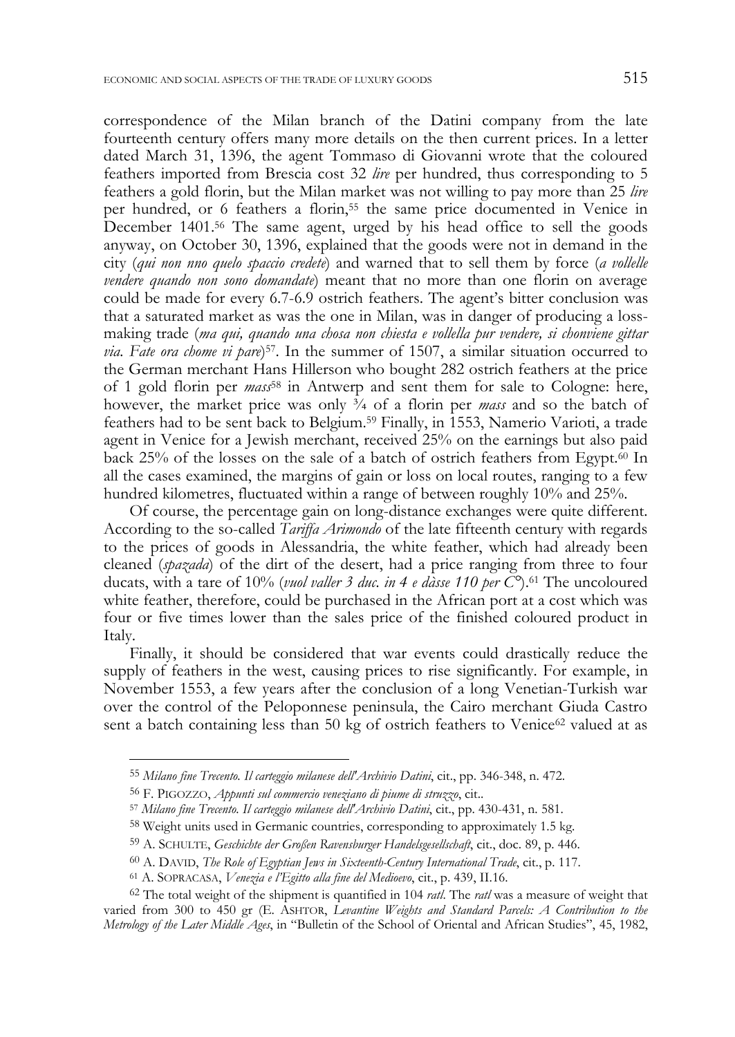correspondence of the Milan branch of the Datini company from the late fourteenth century offers many more details on the then current prices. In a letter dated March 31, 1396, the agent Tommaso di Giovanni wrote that the coloured feathers imported from Brescia cost 32 *lire* per hundred, thus corresponding to 5 feathers a gold florin, but the Milan market was not willing to pay more than 25 *lire* per hundred, or 6 feathers a florin,[55] the same price documented in Venice in December 1401.[56] The same agent, urged by his head office to sell the goods anyway, on October 30, 1396, explained that the goods were not in demand in the city (*qui non nno quelo spaccio credete*) and warned that to sell them by force (*a vollelle vendere quando non sono domandate*) meant that no more than one florin on average could be made for every 6.7-6.9 ostrich feathers. The agent's bitter conclusion was that a saturated market as was the one in Milan, was in danger of producing a loss-making trade (*ma qui, quando una chosa non chiesta e vollella pur vendere, si chonviene gittar via. Fate ora chome vi pare*)[57]. In the summer of 1507, a similar situation occurred to the German merchant Hans Hillerson who bought 282 ostrich feathers at the price of 1 gold florin per *mass*[58] in Antwerp and sent them for sale to Cologne: here, however, the market price was only ¾ of a florin per *mass* and so the batch of feathers had to be sent back to Belgium.[59] Finally, in 1553, Namerio Varioti, a trade agent in Venice for a Jewish merchant, received 25% on the earnings but also paid back 25% of the losses on the sale of a batch of ostrich feathers from Egypt.[60] In all the cases examined, the margins of gain or loss on local routes, ranging to a few hundred kilometres, fluctuated within a range of between roughly 10% and 25%.

Of course, the percentage gain on long-distance exchanges were quite different. According to the so-called *Tariffa Arimondo* of the late fifteenth century with regards to the prices of goods in Alessandria, the white feather, which had already been cleaned (*spazada*) of the dirt of the desert, had a price ranging from three to four ducats, with a tare of 10% (*vuol valler 3 duc. in 4 e dàsse 110 per C°*).[61] The uncoloured white feather, therefore, could be purchased in the African port at a cost which was four or five times lower than the sales price of the finished coloured product in Italy.

Finally, it should be considered that war events could drastically reduce the supply of feathers in the west, causing prices to rise significantly. For example, in November 1553, a few years after the conclusion of a long Venetian-Turkish war over the control of the Peloponnese peninsula, the Cairo merchant Giuda Castro sent a batch containing less than 50 kg of ostrich feathers to Venice[62] valued at as

---

[55] *Milano fine Trecento. Il carteggio milanese dell'Archivio Datini*, cit., pp. 346-348, n. 472.

[56] F. PIGOZZO, *Appunti sul commercio veneziano di piume di struzzo*, cit..

[57] *Milano fine Trecento. Il carteggio milanese dell'Archivio Datini*, cit., pp. 430-431, n. 581.

[58] Weight units used in Germanic countries, corresponding to approximately 1.5 kg.

[59] A. SCHULTE, *Geschichte der Großen Ravensburger Handelsgesellschaft*, cit., doc. 89, p. 446.

[60] A. DAVID, *The Role of Egyptian Jews in Sixteenth-Century International Trade*, cit., p. 117.

[61] A. SOPRACASA, *Venezia e l'Egitto alla fine del Medioevo*, cit., p. 439, II.16.

[62] The total weight of the shipment is quantified in 104 *ratl*. The *ratl* was a measure of weight that varied from 300 to 450 gr (E. ASHTOR, *Levantine Weights and Standard Parcels: A Contribution to the Metrology of the Later Middle Ages*, in "Bulletin of the School of Oriental and African Studies", 45, 1982,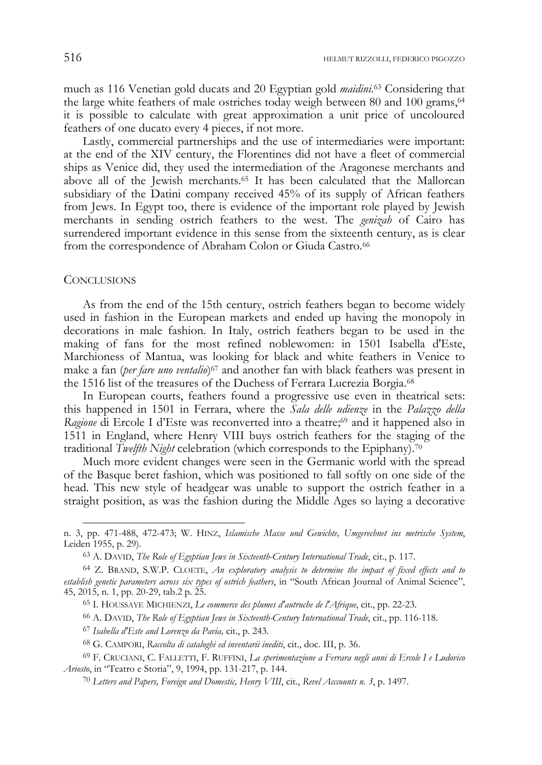much as 116 Venetian gold ducats and 20 Egyptian gold *maidini*.[63] Considering that the large white feathers of male ostriches today weigh between 80 and 100 grams,[64] it is possible to calculate with great approximation a unit price of uncoloured feathers of one ducato every 4 pieces, if not more.

Lastly, commercial partnerships and the use of intermediaries were important: at the end of the XIV century, the Florentines did not have a fleet of commercial ships as Venice did, they used the intermediation of the Aragonese merchants and above all of the Jewish merchants.[65] It has been calculated that the Mallorcan subsidiary of the Datini company received 45% of its supply of African feathers from Jews. In Egypt too, there is evidence of the important role played by Jewish merchants in sending ostrich feathers to the west. The *genizah* of Cairo has surrendered important evidence in this sense from the sixteenth century, as is clear from the correspondence of Abraham Colon or Giuda Castro.[66]

## CONCLUSIONS

As from the end of the 15th century, ostrich feathers began to become widely used in fashion in the European markets and ended up having the monopoly in decorations in male fashion. In Italy, ostrich feathers began to be used in the making of fans for the most refined noblewomen: in 1501 Isabella d'Este, Marchioness of Mantua, was looking for black and white feathers in Venice to make a fan (*per fare uno ventalio*)[67] and another fan with black feathers was present in the 1516 list of the treasures of the Duchess of Ferrara Lucrezia Borgia.[68]

In European courts, feathers found a progressive use even in theatrical sets: this happened in 1501 in Ferrara, where the *Sala delle udienze* in the *Palazzo della Ragione* di Ercole I d'Este was reconverted into a theatre;[69] and it happened also in 1511 in England, where Henry VIII buys ostrich feathers for the staging of the traditional *Twelfth Night* celebration (which corresponds to the Epiphany).[70]

Much more evident changes were seen in the Germanic world with the spread of the Basque beret fashion, which was positioned to fall softly on one side of the head. This new style of headgear was unable to support the ostrich feather in a straight position, as was the fashion during the Middle Ages so laying a decorative

---

n. 3, pp. 471-488, 472-473; W. HINZ, *Islamische Masse und Gewichte, Umgerechnet ins metrische System*, Leiden 1955, p. 29).

[63] A. DAVID, *The Role of Egyptian Jews in Sixteenth-Century International Trade*, cit., p. 117.

[64] Z. BRAND, S.W.P. CLOETE, *An exploratory analysis to determine the impact of fixed effects and to establish genetic parameters across six types of ostrich feathers*, in "South African Journal of Animal Science", 45, 2015, n. 1, pp. 20-29, tab.2 p. 25.

[65] I. HOUSSAYE MICHIENZI, *Le commerce des plumes d'autruche de l'Afrique*, cit., pp. 22-23.

[66] A. DAVID, *The Role of Egyptian Jews in Sixteenth-Century International Trade*, cit., pp. 116-118.

[67] *Isabella d'Este and Lorenzo da Pavia,* cit., p. 243.

[68] G. CAMPORI, *Raccolta di cataloghi ed inventarii inediti*, cit., doc. III, p. 36.

[69] F. CRUCIANI, C. FALLETTI, F. RUFFINI, *La sperimentazione a Ferrara negli anni di Ercole I e Ludovico Ariosto*, in "Teatro e Storia", 9, 1994, pp. 131-217, p. 144.

[70] *Letters and Papers, Foreign and Domestic, Henry VIII*, cit., *Revel Acccounts n. 3*, p. 1497.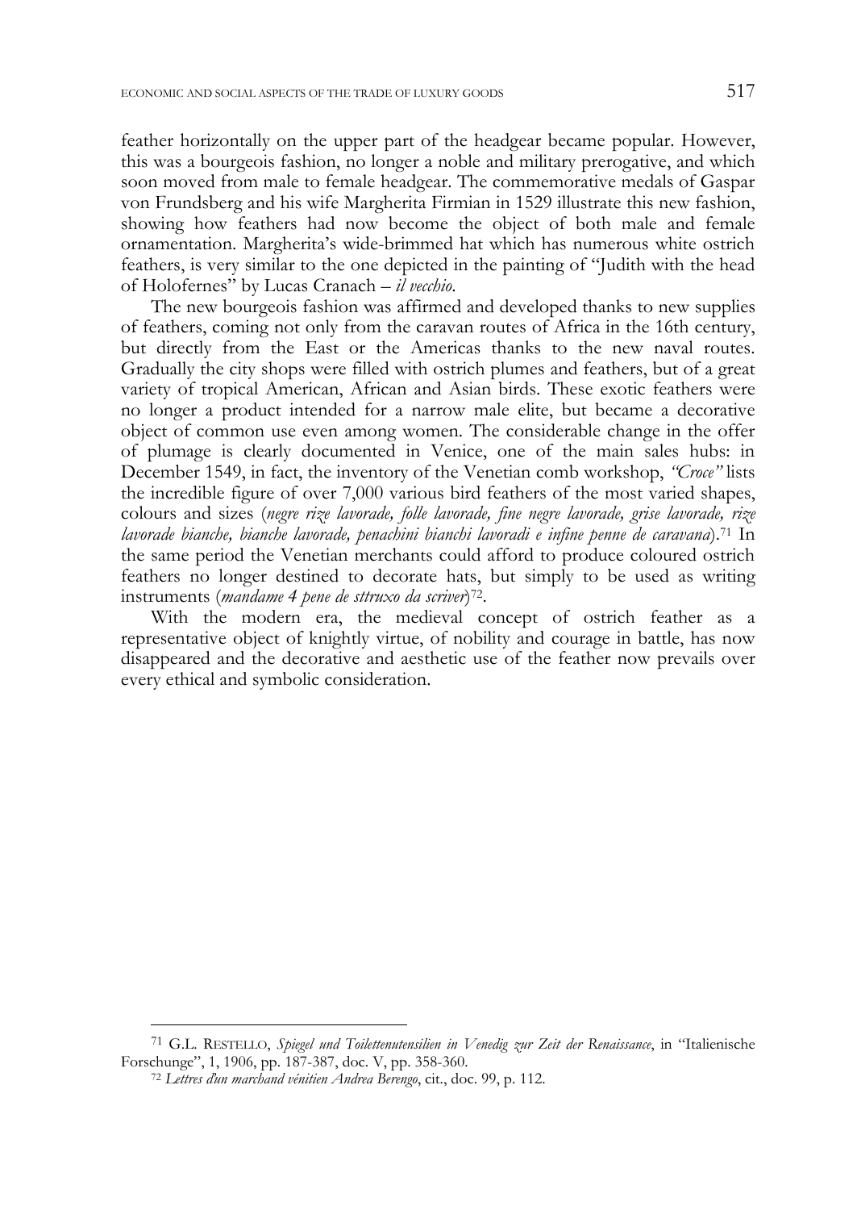feather horizontally on the upper part of the headgear became popular. However, this was a bourgeois fashion, no longer a noble and military prerogative, and which soon moved from male to female headgear. The commemorative medals of Gaspar von Frundsberg and his wife Margherita Firmian in 1529 illustrate this new fashion, showing how feathers had now become the object of both male and female ornamentation. Margherita's wide-brimmed hat which has numerous white ostrich feathers, is very similar to the one depicted in the painting of "Judith with the head of Holofernes" by Lucas Cranach – *il vecchio*.

The new bourgeois fashion was affirmed and developed thanks to new supplies of feathers, coming not only from the caravan routes of Africa in the 16th century, but directly from the East or the Americas thanks to the new naval routes. Gradually the city shops were filled with ostrich plumes and feathers, but of a great variety of tropical American, African and Asian birds. These exotic feathers were no longer a product intended for a narrow male elite, but became a decorative object of common use even among women. The considerable change in the offer of plumage is clearly documented in Venice, one of the main sales hubs: in December 1549, in fact, the inventory of the Venetian comb workshop, *"Croce"* lists the incredible figure of over 7,000 various bird feathers of the most varied shapes, colours and sizes (*negre rize lavorade, folle lavorade, fine negre lavorade, grise lavorade, rize lavorade bianche, bianche lavorade, penachini bianchi lavoradi e infine penne de caravana*).[71] In the same period the Venetian merchants could afford to produce coloured ostrich feathers no longer destined to decorate hats, but simply to be used as writing instruments (*mandame 4 pene de sttruxo da scriver*)[72].

With the modern era, the medieval concept of ostrich feather as a representative object of knightly virtue, of nobility and courage in battle, has now disappeared and the decorative and aesthetic use of the feather now prevails over every ethical and symbolic consideration.

---

[71] G.L. RESTELLO, *Spiegel und Toilettenutensilien in Venedig zur Zeit der Renaissance*, in "Italienische Forschunge", 1, 1906, pp. 187-387, doc. V, pp. 358-360.

[72] *Lettres d'un marchand vénitien Andrea Berengo*, cit., doc. 99, p. 112.